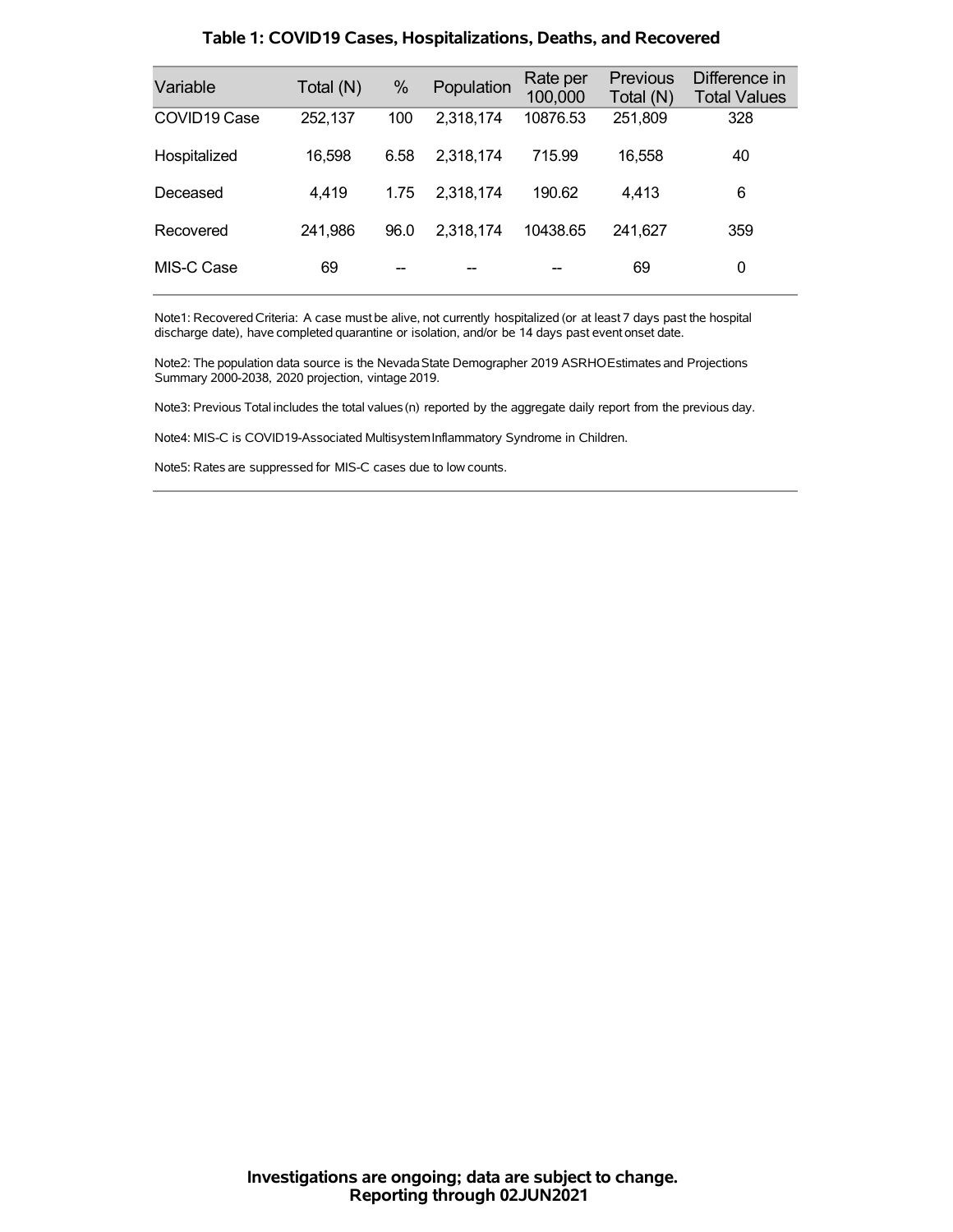## Table 1: COVID19 Cases, Hospitalizations, Deaths, and Recovered

| Variable | Total (N) | % | Population | Rate per 100,000 | Previous Total (N) | Difference in Total Values |
|---|---|---|---|---|---|---|
| COVID19 Case | 252,137 | 100 | 2,318,174 | 10876.53 | 251,809 | 328 |
| Hospitalized | 16,598 | 6.58 | 2,318,174 | 715.99 | 16,558 | 40 |
| Deceased | 4,419 | 1.75 | 2,318,174 | 190.62 | 4,413 | 6 |
| Recovered | 241,986 | 96.0 | 2,318,174 | 10438.65 | 241,627 | 359 |
| MIS-C Case | 69 | -- | -- | -- | 69 | 0 |

Note1: Recovered Criteria: A case must be alive, not currently hospitalized (or at least 7 days past the hospital discharge date), have completed quarantine or isolation, and/or be 14 days past event onset date.

Note2: The population data source is the Nevada State Demographer 2019 ASRHO Estimates and Projections Summary 2000-2038, 2020 projection, vintage 2019.

Note3: Previous Total includes the total values (n) reported by the aggregate daily report from the previous day.

Note4: MIS-C is COVID19-Associated Multisystem Inflammatory Syndrome in Children.

Note5: Rates are suppressed for MIS-C cases due to low counts.

**Investigations are ongoing; data are subject to change.**
**Reporting through 02JUN2021**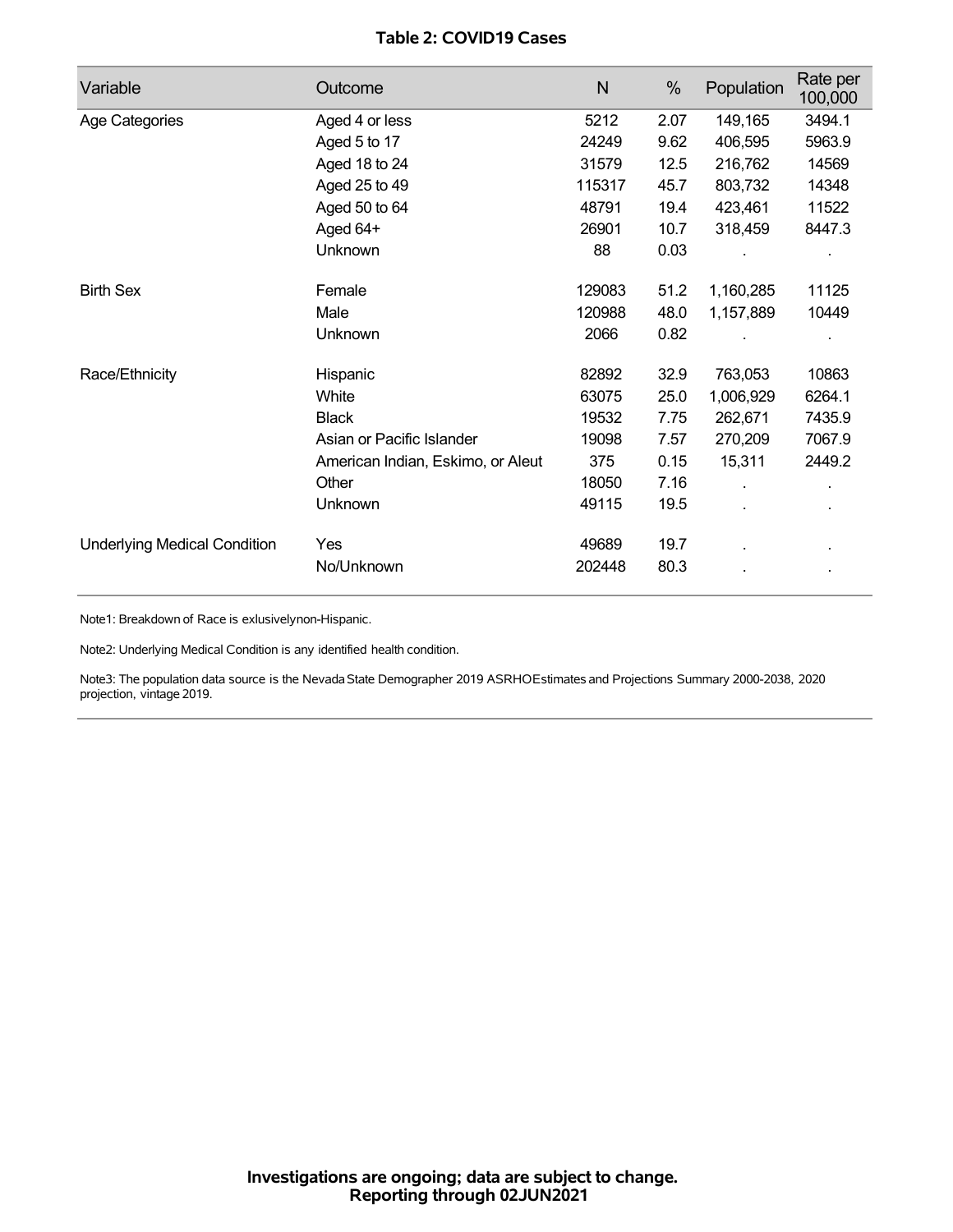## Table 2: COVID19 Cases

| Variable | Outcome | N | % | Population | Rate per 100,000 |
|---|---|---|---|---|---|
| Age Categories | Aged 4 or less | 5212 | 2.07 | 149,165 | 3494.1 |
| | Aged 5 to 17 | 24249 | 9.62 | 406,595 | 5963.9 |
| | Aged 18 to 24 | 31579 | 12.5 | 216,762 | 14569 |
| | Aged 25 to 49 | 115317 | 45.7 | 803,732 | 14348 |
| | Aged 50 to 64 | 48791 | 19.4 | 423,461 | 11522 |
| | Aged 64+ | 26901 | 10.7 | 318,459 | 8447.3 |
| | Unknown | 88 | 0.03 | . | . |
| Birth Sex | Female | 129083 | 51.2 | 1,160,285 | 11125 |
| | Male | 120988 | 48.0 | 1,157,889 | 10449 |
| | Unknown | 2066 | 0.82 | . | . |
| Race/Ethnicity | Hispanic | 82892 | 32.9 | 763,053 | 10863 |
| | White | 63075 | 25.0 | 1,006,929 | 6264.1 |
| | Black | 19532 | 7.75 | 262,671 | 7435.9 |
| | Asian or Pacific Islander | 19098 | 7.57 | 270,209 | 7067.9 |
| | American Indian, Eskimo, or Aleut | 375 | 0.15 | 15,311 | 2449.2 |
| | Other | 18050 | 7.16 | . | . |
| | Unknown | 49115 | 19.5 | . | . |
| Underlying Medical Condition | Yes | 49689 | 19.7 | . | . |
| | No/Unknown | 202448 | 80.3 | . | . |

Note1: Breakdown of Race is exlusivelynon-Hispanic.

Note2: Underlying Medical Condition is any identified health condition.

Note3: The population data source is the Nevada State Demographer 2019 ASRHOEstimates and Projections Summary 2000-2038, 2020 projection, vintage 2019.

**Investigations are ongoing; data are subject to change.**
**Reporting through 02JUN2021**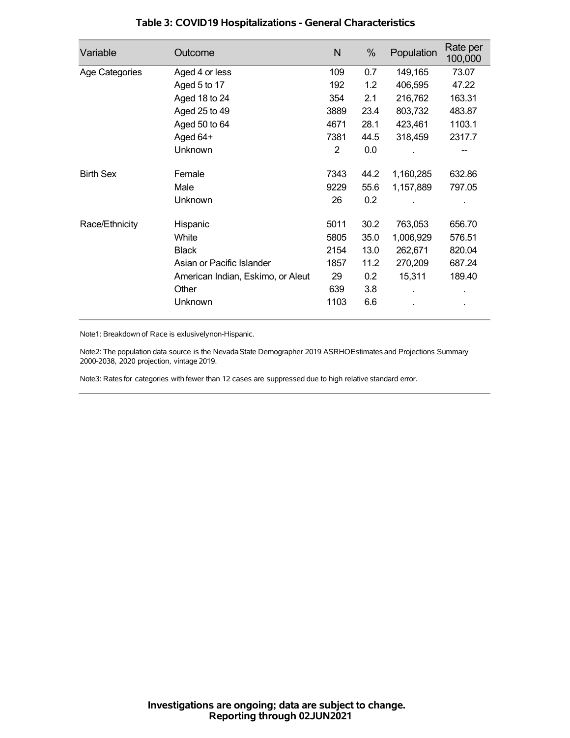# Table 3: COVID19 Hospitalizations - General Characteristics

| Variable | Outcome | N | % | Population | Rate per 100,000 |
|---|---|---|---|---|---|
| Age Categories | Aged 4 or less | 109 | 0.7 | 149,165 | 73.07 |
| | Aged 5 to 17 | 192 | 1.2 | 406,595 | 47.22 |
| | Aged 18 to 24 | 354 | 2.1 | 216,762 | 163.31 |
| | Aged 25 to 49 | 3889 | 23.4 | 803,732 | 483.87 |
| | Aged 50 to 64 | 4671 | 28.1 | 423,461 | 1103.1 |
| | Aged 64+ | 7381 | 44.5 | 318,459 | 2317.7 |
| | Unknown | 2 | 0.0 | . | -- |
| Birth Sex | Female | 7343 | 44.2 | 1,160,285 | 632.86 |
| | Male | 9229 | 55.6 | 1,157,889 | 797.05 |
| | Unknown | 26 | 0.2 | . | . |
| Race/Ethnicity | Hispanic | 5011 | 30.2 | 763,053 | 656.70 |
| | White | 5805 | 35.0 | 1,006,929 | 576.51 |
| | Black | 2154 | 13.0 | 262,671 | 820.04 |
| | Asian or Pacific Islander | 1857 | 11.2 | 270,209 | 687.24 |
| | American Indian, Eskimo, or Aleut | 29 | 0.2 | 15,311 | 189.40 |
| | Other | 639 | 3.8 | . | . |
| | Unknown | 1103 | 6.6 | . | . |

Note1: Breakdown of Race is exlusivelynon-Hispanic.

Note2: The population data source is the Nevada State Demographer 2019 ASRHOEstimates and Projections Summary 2000-2038, 2020 projection, vintage 2019.

Note3: Rates for categories with fewer than 12 cases are suppressed due to high relative standard error.

**Investigations are ongoing; data are subject to change.**
**Reporting through 02JUN2021**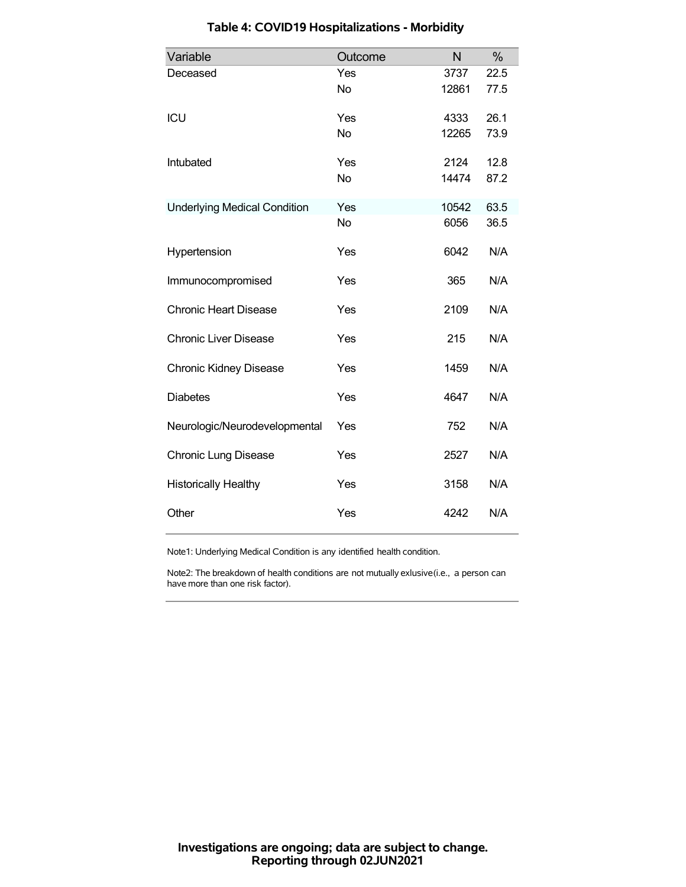## Table 4: COVID19 Hospitalizations - Morbidity

| Variable | Outcome | N | % |
|---|---|---|---|
| Deceased | Yes | 3737 | 22.5 |
| | No | 12861 | 77.5 |
| ICU | Yes | 4333 | 26.1 |
| | No | 12265 | 73.9 |
| Intubated | Yes | 2124 | 12.8 |
| | No | 14474 | 87.2 |
| Underlying Medical Condition | Yes | 10542 | 63.5 |
| | No | 6056 | 36.5 |
| Hypertension | Yes | 6042 | N/A |
| Immunocompromised | Yes | 365 | N/A |
| Chronic Heart Disease | Yes | 2109 | N/A |
| Chronic Liver Disease | Yes | 215 | N/A |
| Chronic Kidney Disease | Yes | 1459 | N/A |
| Diabetes | Yes | 4647 | N/A |
| Neurologic/Neurodevelopmental | Yes | 752 | N/A |
| Chronic Lung Disease | Yes | 2527 | N/A |
| Historically Healthy | Yes | 3158 | N/A |
| Other | Yes | 4242 | N/A |

Note1: Underlying Medical Condition is any identified health condition.

Note2: The breakdown of health conditions are not mutually exlusive(i.e., a person can have more than one risk factor).

**Investigations are ongoing; data are subject to change.**
**Reporting through 02JUN2021**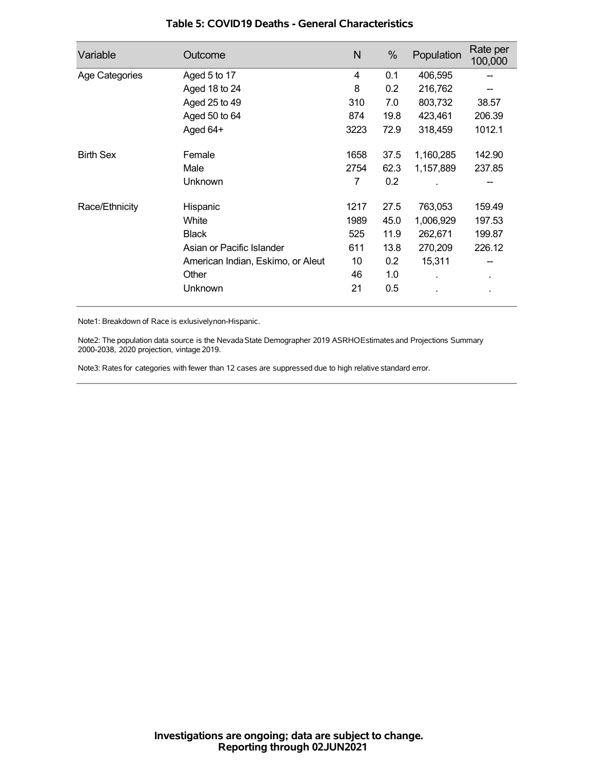## Table 5: COVID19 Deaths - General Characteristics

| Variable | Outcome | N | % | Population | Rate per 100,000 |
|---|---|---|---|---|---|
| Age Categories | Aged 5 to 17 | 4 | 0.1 | 406,595 | -- |
| | Aged 18 to 24 | 8 | 0.2 | 216,762 | -- |
| | Aged 25 to 49 | 310 | 7.0 | 803,732 | 38.57 |
| | Aged 50 to 64 | 874 | 19.8 | 423,461 | 206.39 |
| | Aged 64+ | 3223 | 72.9 | 318,459 | 1012.1 |
| Birth Sex | Female | 1658 | 37.5 | 1,160,285 | 142.90 |
| | Male | 2754 | 62.3 | 1,157,889 | 237.85 |
| | Unknown | 7 | 0.2 | . | -- |
| Race/Ethnicity | Hispanic | 1217 | 27.5 | 763,053 | 159.49 |
| | White | 1989 | 45.0 | 1,006,929 | 197.53 |
| | Black | 525 | 11.9 | 262,671 | 199.87 |
| | Asian or Pacific Islander | 611 | 13.8 | 270,209 | 226.12 |
| | American Indian, Eskimo, or Aleut | 10 | 0.2 | 15,311 | -- |
| | Other | 46 | 1.0 | . | . |
| | Unknown | 21 | 0.5 | . | . |

Note1: Breakdown of Race is exlusivelynon-Hispanic.

Note2: The population data source is the Nevada State Demographer 2019 ASRHOEstimates and Projections Summary 2000-2038, 2020 projection, vintage 2019.

Note3: Rates for categories with fewer than 12 cases are suppressed due to high relative standard error.

**Investigations are ongoing; data are subject to change.**
**Reporting through 02JUN2021**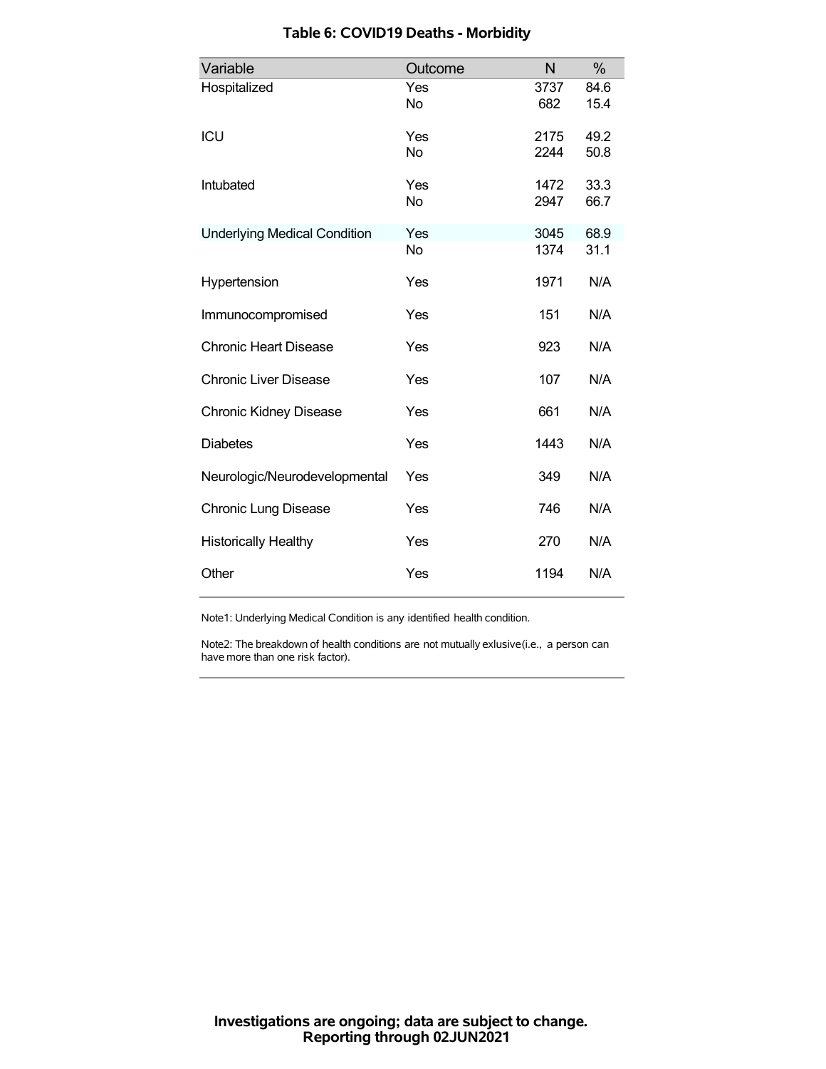## Table 6: COVID19 Deaths - Morbidity

| Variable | Outcome | N | % |
|---|---|---|---|
| Hospitalized | Yes | 3737 | 84.6 |
| | No | 682 | 15.4 |
| ICU | Yes | 2175 | 49.2 |
| | No | 2244 | 50.8 |
| Intubated | Yes | 1472 | 33.3 |
| | No | 2947 | 66.7 |
| Underlying Medical Condition | Yes | 3045 | 68.9 |
| | No | 1374 | 31.1 |
| Hypertension | Yes | 1971 | N/A |
| Immunocompromised | Yes | 151 | N/A |
| Chronic Heart Disease | Yes | 923 | N/A |
| Chronic Liver Disease | Yes | 107 | N/A |
| Chronic Kidney Disease | Yes | 661 | N/A |
| Diabetes | Yes | 1443 | N/A |
| Neurologic/Neurodevelopmental | Yes | 349 | N/A |
| Chronic Lung Disease | Yes | 746 | N/A |
| Historically Healthy | Yes | 270 | N/A |
| Other | Yes | 1194 | N/A |

Note1: Underlying Medical Condition is any identified health condition.

Note2: The breakdown of health conditions are not mutually exlusive(i.e., a person can have more than one risk factor).

**Investigations are ongoing; data are subject to change.**
**Reporting through 02JUN2021**